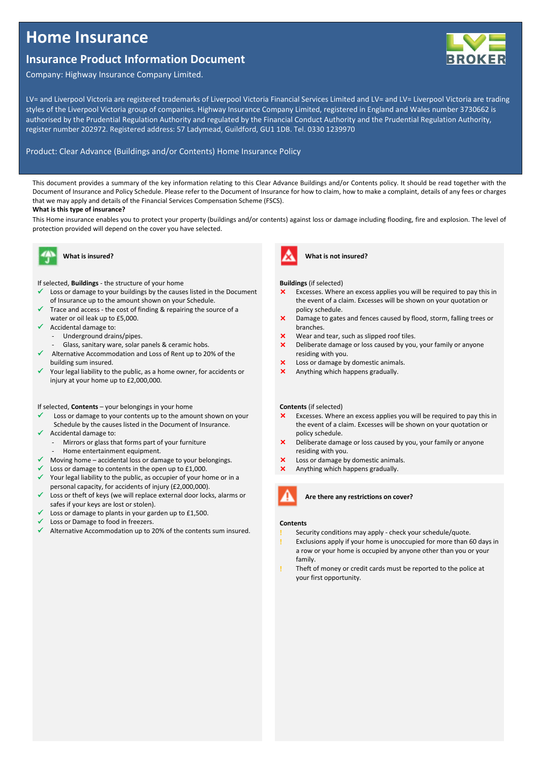# Home Insurance

## Insurance Product Information Document

Company: Highway Insurance Company Limited.

LV= and Liverpool Victoria are registered trademarks of Liverpool Victoria Financial Services Limited and LV= and LV= Liverpool Victoria are trading styles of the Liverpool Victoria group of companies. Highway Insurance Company Limited, registered in England and Wales number 3730662 is authorised by the Prudential Regulation Authority and regulated by the Financial Conduct Authority and the Prudential Regulation Authority, register number 202972. Registered address: 57 Ladymead, Guildford, GU1 1DB. Tel. 0330 1239970

Product: Clear Advance (Buildings and/or Contents) Home Insurance Policy

This document provides a summary of the key information relating to this Clear Advance Buildings and/or Contents policy. It should be read together with the Document of Insurance and Policy Schedule. Please refer to the Document of Insurance for how to claim, how to make a complaint, details of any fees or charges that we may apply and details of the Financial Services Compensation Scheme (FSCS).

**What is this type of insurance?**

This Home insurance enables you to protect your property (buildings and/or contents) against loss or damage including flooding, fire and explosion. The level of protection provided will depend on the cover you have selected.

### What is insured?

If selected, **Buildings** - the structure of your home

- ✓ Loss or damage to your buildings by the causes listed in the Document of Insurance up to the amount shown on your Schedule.
- ✓ Trace and access - the cost of finding & repairing the source of a water or oil leak up to £5,000.
- ✓ Accidental damage to:
  - Underground drains/pipes.
  - Glass, sanitary ware, solar panels & ceramic hobs.
- ✓ Alternative Accommodation and Loss of Rent up to 20% of the building sum insured.
- ✓ Your legal liability to the public, as a home owner, for accidents or injury at your home up to £2,000,000.

If selected, **Contents** – your belongings in your home

- ✓ Loss or damage to your contents up to the amount shown on your Schedule by the causes listed in the Document of Insurance.
- ✓ Accidental damage to:
  - Mirrors or glass that forms part of your furniture
  - Home entertainment equipment.
- ✓ Moving home – accidental loss or damage to your belongings.
- ✓ Loss or damage to contents in the open up to £1,000.
- ✓ Your legal liability to the public, as occupier of your home or in a personal capacity, for accidents of injury (£2,000,000).
- ✓ Loss or theft of keys (we will replace external door locks, alarms or safes if your keys are lost or stolen).
- ✓ Loss or damage to plants in your garden up to £1,500.
- ✓ Loss or Damage to food in freezers.
- ✓ Alternative Accommodation up to 20% of the contents sum insured.

### What is not insured?

**Buildings** (if selected)

- ✗ Excesses. Where an excess applies you will be required to pay this in the event of a claim. Excesses will be shown on your quotation or policy schedule.
- ✗ Damage to gates and fences caused by flood, storm, falling trees or branches.
- ✗ Wear and tear, such as slipped roof tiles.
- ✗ Deliberate damage or loss caused by you, your family or anyone residing with you.
- ✗ Loss or damage by domestic animals.
- ✗ Anything which happens gradually.

**Contents** (if selected)

- ✗ Excesses. Where an excess applies you will be required to pay this in the event of a claim. Excesses will be shown on your quotation or policy schedule.
- ✗ Deliberate damage or loss caused by you, your family or anyone residing with you.
- ✗ Loss or damage by domestic animals.
- ✗ Anything which happens gradually.

### Are there any restrictions on cover?

**Contents**

- ! Security conditions may apply - check your schedule/quote.
- ! Exclusions apply if your home is unoccupied for more than 60 days in a row or your home is occupied by anyone other than you or your family.
- ! Theft of money or credit cards must be reported to the police at your first opportunity.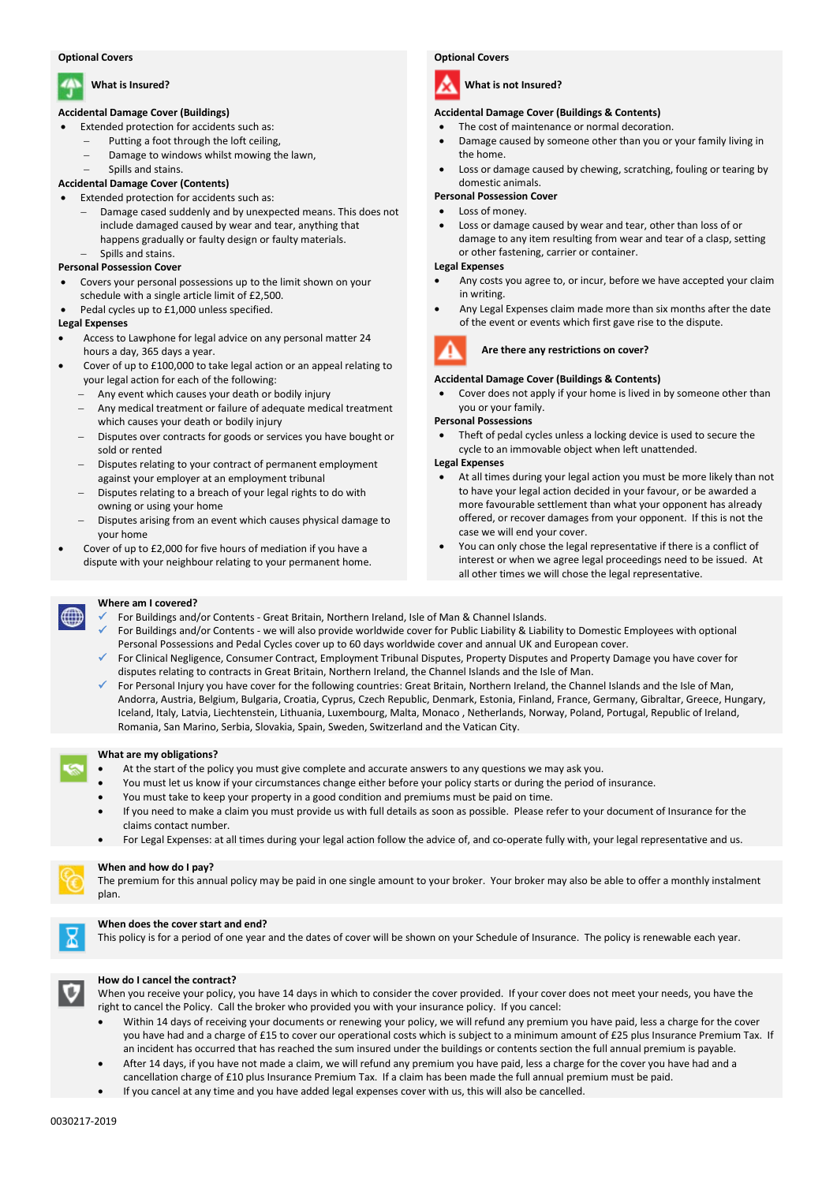## Optional Covers

### What is Insured?

**Accidental Damage Cover (Buildings)**

- Extended protection for accidents such as:
  - Putting a foot through the loft ceiling,
  - Damage to windows whilst mowing the lawn,
  - Spills and stains.

**Accidental Damage Cover (Contents)**

- Extended protection for accidents such as:
  - Damage cased suddenly and by unexpected means. This does not include damaged caused by wear and tear, anything that happens gradually or faulty design or faulty materials.
  - Spills and stains.

**Personal Possession Cover**

- Covers your personal possessions up to the limit shown on your schedule with a single article limit of £2,500.
- Pedal cycles up to £1,000 unless specified.

**Legal Expenses**

- Access to Lawphone for legal advice on any personal matter 24 hours a day, 365 days a year.
- Cover of up to £100,000 to take legal action or an appeal relating to your legal action for each of the following:
  - Any event which causes your death or bodily injury
  - Any medical treatment or failure of adequate medical treatment which causes your death or bodily injury
  - Disputes over contracts for goods or services you have bought or sold or rented
  - Disputes relating to your contract of permanent employment against your employer at an employment tribunal
  - Disputes relating to a breach of your legal rights to do with owning or using your home
  - Disputes arising from an event which causes physical damage to your home
- Cover of up to £2,000 for five hours of mediation if you have a dispute with your neighbour relating to your permanent home.

## Optional Covers

### What is not Insured?

**Accidental Damage Cover (Buildings & Contents)**

- The cost of maintenance or normal decoration.
- Damage caused by someone other than you or your family living in the home.
- Loss or damage caused by chewing, scratching, fouling or tearing by domestic animals.

**Personal Possession Cover**

- Loss of money.
- Loss or damage caused by wear and tear, other than loss of or damage to any item resulting from wear and tear of a clasp, setting or other fastening, carrier or container.

**Legal Expenses**

- Any costs you agree to, or incur, before we have accepted your claim in writing.
- Any Legal Expenses claim made more than six months after the date of the event or events which first gave rise to the dispute.

### Are there any restrictions on cover?

**Accidental Damage Cover (Buildings & Contents)**

- Cover does not apply if your home is lived in by someone other than you or your family.

**Personal Possessions**

- Theft of pedal cycles unless a locking device is used to secure the cycle to an immovable object when left unattended.

**Legal Expenses**

- At all times during your legal action you must be more likely than not to have your legal action decided in your favour, or be awarded a more favourable settlement than what your opponent has already offered, or recover damages from your opponent. If this is not the case we will end your cover.
- You can only chose the legal representative if there is a conflict of interest or when we agree legal proceedings need to be issued. At all other times we will chose the legal representative.

### Where am I covered?

- ✓ For Buildings and/or Contents - Great Britain, Northern Ireland, Isle of Man & Channel Islands.
- ✓ For Buildings and/or Contents - we will also provide worldwide cover for Public Liability & Liability to Domestic Employees with optional Personal Possessions and Pedal Cycles cover up to 60 days worldwide cover and unpaid UK and European cover.
- ✓ For Clinical Negligence, Consumer Contract, Employment Tribunal Disputes, Property Disputes and Property Damage you have cover for disputes relating to contracts in Great Britain, Northern Ireland, the Channel Islands and the Isle of Man.
- ✓ For Personal Injury you have cover for the following countries: Great Britain, Northern Ireland, the Channel Islands and the Isle of Man, Andorra, Austria, Belgium, Bulgaria, Croatia, Cyprus, Czech Republic, Denmark, Estonia, Finland, France, Germany, Gibraltar, Greece, Hungary, Iceland, Italy, Latvia, Liechtenstein, Lithuania, Luxembourg, Malta, Monaco , Netherlands, Norway, Poland, Portugal, Republic of Ireland, Romania, San Marino, Serbia, Slovakia, Spain, Sweden, Switzerland and the Vatican City.

### What are my obligations?

- At the start of the policy you must give complete and accurate answers to any questions we may ask you.
- You must let us know if your circumstances change either before your policy starts or during the period of insurance.
- You must take to keep your property in a good condition and premiums must be paid on time.
- If you need to make a claim you must provide us with full details as soon as possible. Please refer to your document of Insurance for the claims contact number.
- For Legal Expenses: at all times during your legal action follow the advice of, and co-operate fully with, your legal representative and us.

### When and how do I pay?

The premium for this annual policy may be paid in one single amount to your broker. Your broker may also be able to offer a monthly instalment plan.

### When does the cover start and end?

This policy is for a period of one year and the dates of cover will be shown on your Schedule of Insurance. The policy is renewable each year.

### How do I cancel the contract?

When you receive your policy, you have 14 days in which to consider the cover provided. If your cover does not meet your needs, you have the right to cancel the Policy. Call the broker who provided you with your insurance policy. If you cancel:

- Within 14 days of receiving your documents or renewing your policy, we will refund any premium you have paid, less a charge for the cover you have had and a charge of £15 to cover our operational costs which is subject to a minimum amount of £25 plus Insurance Premium Tax. If an incident has occurred that has reached the sum insured under the buildings or contents section the full annual premium is payable.
- After 14 days, if you have not made a claim, we will refund any premium you have paid, less a charge for the cover you have had and a cancellation charge of £10 plus Insurance Premium Tax. If a claim has been made the full annual premium must be paid.
- If you cancel at any time and you have added legal expenses cover with us, this will also be cancelled.

0030217-2019